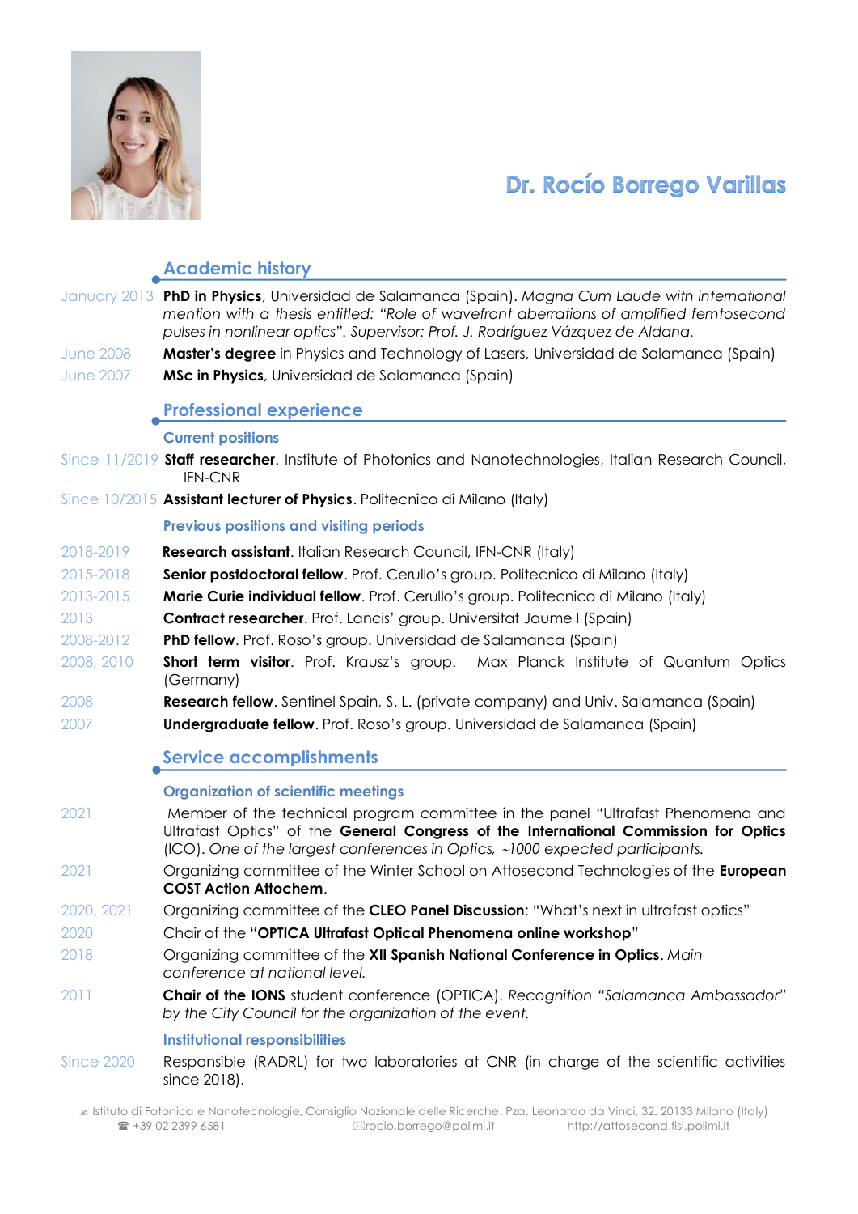# Dr. Rocío Borrego Varillas

## Academic history

January 2013 **PhD in Physics**, Universidad de Salamanca (Spain). *Magna Cum Laude with international mention with a thesis entitled: "Role of wavefront aberrations of amplified femtosecond pulses in nonlinear optics". Supervisor: Prof. J. Rodríguez Vázquez de Aldana.*

June 2008 **Master's degree** in Physics and Technology of Lasers, Universidad de Salamanca (Spain)

June 2007 **MSc in Physics**, Universidad de Salamanca (Spain)

## Professional experience

### Current positions

Since 11/2019 **Staff researcher**. Institute of Photonics and Nanotechnologies, Italian Research Council, IFN-CNR

Since 10/2015 **Assistant lecturer of Physics**. Politecnico di Milano (Italy)

### Previous positions and visiting periods

2018-2019 **Research assistant**. Italian Research Council, IFN-CNR (Italy)

2015-2018 **Senior postdoctoral fellow**. Prof. Cerullo's group. Politecnico di Milano (Italy)

2013-2015 **Marie Curie individual fellow**. Prof. Cerullo's group. Politecnico di Milano (Italy)

2013 **Contract researcher**. Prof. Lancis' group. Universitat Jaume I (Spain)

2008-2012 **PhD fellow**. Prof. Roso's group. Universidad de Salamanca (Spain)

2008, 2010 **Short term visitor**. Prof. Krausz's group. Max Planck Institute of Quantum Optics (Germany)

2008 **Research fellow**. Sentinel Spain, S. L. (private company) and Univ. Salamanca (Spain)

2007 **Undergraduate fellow**. Prof. Roso's group. Universidad de Salamanca (Spain)

## Service accomplishments

### Organization of scientific meetings

2021 Member of the technical program committee in the panel "Ultrafast Phenomena and Ultrafast Optics" of the **General Congress of the International Commission for Optics** (ICO). *One of the largest conferences in Optics, ~1000 expected participants.*

2021 Organizing committee of the Winter School on Attosecond Technologies of the **European COST Action Attochem**.

2020, 2021 Organizing committee of the **CLEO Panel Discussion**: "What's next in ultrafast optics"

2020 Chair of the "**OPTICA Ultrafast Optical Phenomena online workshop**"

2018 Organizing committee of the **XII Spanish National Conference in Optics**. *Main conference at national level.*

2011 **Chair of the IONS** student conference (OPTICA). *Recognition "Salamanca Ambassador" by the City Council for the organization of the event.*

### Institutional responsibilities

Since 2020 Responsible (RADRL) for two laboratories at CNR (in charge of the scientific activities since 2018).

Istituto di Fotonica e Nanotecnologie, Consiglio Nazionale delle Ricerche. Pza. Leonardo da Vinci, 32. 20133 Milano (Italy)
☎ +39 02 2399 6581 rocio.borrego@polimi.it http://attosecond.fisi.polimi.it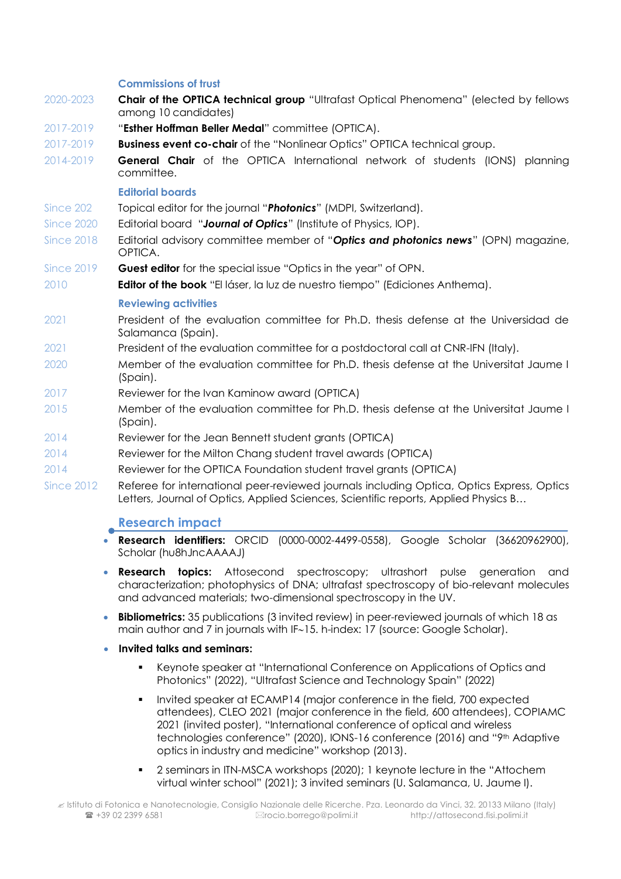### Commissions of trust

| | |
|---|---|
| 2020-2023 | **Chair of the OPTICA technical group** "Ultrafast Optical Phenomena" (elected by fellows among 10 candidates) |
| 2017-2019 | "**Esther Hoffman Beller Medal**" committee (OPTICA). |
| 2017-2019 | **Business event co-chair** of the "Nonlinear Optics" OPTICA technical group. |
| 2014-2019 | **General Chair** of the OPTICA International network of students (IONS) planning committee. |

### Editorial boards

| | |
|---|---|
| Since 202 | Topical editor for the journal "***Photonics***" (MDPI, Switzerland). |
| Since 2020 | Editorial board "***Journal of Optics***" (Institute of Physics, IOP). |
| Since 2018 | Editorial advisory committee member of "***Optics and photonics news***" (OPN) magazine, OPTICA. |
| Since 2019 | **Guest editor** for the special issue "Optics in the year" of OPN. |
| 2010 | **Editor of the book** "El láser, la luz de nuestro tiempo" (Ediciones Anthema). |

### Reviewing activities

| | |
|---|---|
| 2021 | President of the evaluation committee for Ph.D. thesis defense at the Universidad de Salamanca (Spain). |
| 2021 | President of the evaluation committee for a postdoctoral call at CNR-IFN (Italy). |
| 2020 | Member of the evaluation committee for Ph.D. thesis defense at the Universitat Jaume I (Spain). |
| 2017 | Reviewer for the Ivan Kaminow award (OPTICA) |
| 2015 | Member of the evaluation committee for Ph.D. thesis defense at the Universitat Jaume I (Spain). |
| 2014 | Reviewer for the Jean Bennett student grants (OPTICA) |
| 2014 | Reviewer for the Milton Chang student travel awards (OPTICA) |
| 2014 | Reviewer for the OPTICA Foundation student travel grants (OPTICA) |
| Since 2012 | Referee for international peer-reviewed journals including Optica, Optics Express, Optics Letters, Journal of Optics, Applied Sciences, Scientific reports, Applied Physics B… |

## Research impact

- **Research identifiers:** ORCID (0000-0002-4499-0558), Google Scholar (36620962900), Scholar (hu8hJncAAAAJ)
- **Research topics:** Attosecond spectroscopy; ultrashort pulse generation and characterization; photophysics of DNA; ultrafast spectroscopy of bio-relevant molecules and advanced materials; two-dimensional spectroscopy in the UV.
- **Bibliometrics:** 35 publications (3 invited review) in peer-reviewed journals of which 18 as main author and 7 in journals with IF~15. h-index: 17 (source: Google Scholar).
- **Invited talks and seminars:**
  - Keynote speaker at "International Conference on Applications of Optics and Photonics" (2022), "Ultrafast Science and Technology Spain" (2022)
  - Invited speaker at ECAMP14 (major conference in the field, 700 expected attendees), CLEO 2021 (major conference in the field, 600 attendees), COPIAMC 2021 (invited poster), "International conference of optical and wireless technologies conference" (2020), IONS-16 conference (2016) and "9th Adaptive optics in industry and medicine" workshop (2013).
  - 2 seminars in ITN-MSCA workshops (2020); 1 keynote lecture in the "Attochem virtual winter school" (2021); 3 invited seminars (U. Salamanca, U. Jaume I).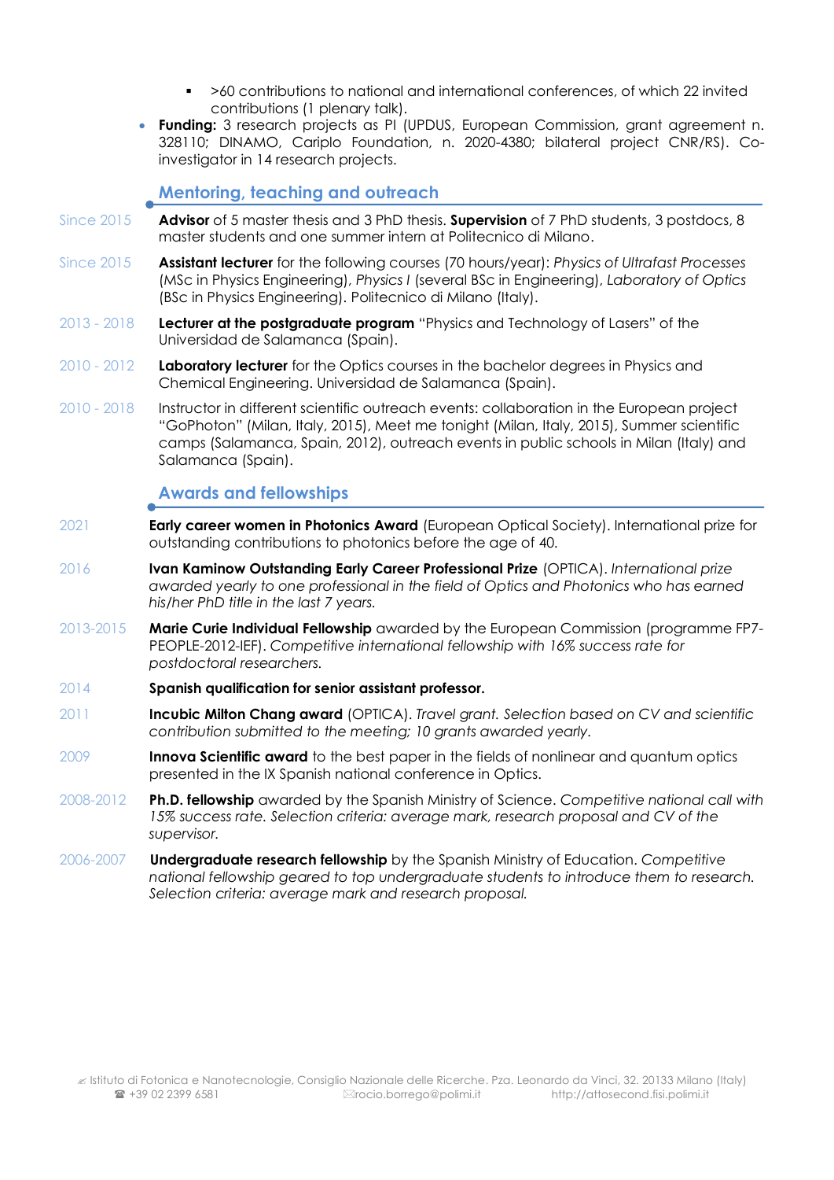- >60 contributions to national and international conferences, of which 22 invited contributions (1 plenary talk).

- **Funding:** 3 research projects as PI (UPDUS, European Commission, grant agreement n. 328110; DINAMO, Cariplo Foundation, n. 2020-4380; bilateral project CNR/RS). Co-investigator in 14 research projects.

## Mentoring, teaching and outreach

Since 2015 — **Advisor** of 5 master thesis and 3 PhD thesis. **Supervision** of 7 PhD students, 3 postdocs, 8 master students and one summer intern at Politecnico di Milano.

Since 2015 — **Assistant lecturer** for the following courses (70 hours/year): *Physics of Ultrafast Processes* (MSc in Physics Engineering), *Physics I* (several BSc in Engineering), *Laboratory of Optics* (BSc in Physics Engineering). Politecnico di Milano (Italy).

2013 - 2018 — **Lecturer at the postgraduate program** "Physics and Technology of Lasers" of the Universidad de Salamanca (Spain).

2010 - 2012 — **Laboratory lecturer** for the Optics courses in the bachelor degrees in Physics and Chemical Engineering. Universidad de Salamanca (Spain).

2010 - 2018 — Instructor in different scientific outreach events: collaboration in the European project "GoPhoton" (Milan, Italy, 2015), Meet me tonight (Milan, Italy, 2015), Summer scientific camps (Salamanca, Spain, 2012), outreach events in public schools in Milan (Italy) and Salamanca (Spain).

## Awards and fellowships

2021 — **Early career women in Photonics Award** (European Optical Society). International prize for outstanding contributions to photonics before the age of 40.

2016 — **Ivan Kaminow Outstanding Early Career Professional Prize** (OPTICA). *International prize awarded yearly to one professional in the field of Optics and Photonics who has earned his/her PhD title in the last 7 years.*

2013-2015 — **Marie Curie Individual Fellowship** awarded by the European Commission (programme FP7-PEOPLE-2012-IEF). *Competitive international fellowship with 16% success rate for postdoctoral researchers.*

2014 — **Spanish qualification for senior assistant professor.**

2011 — **Incubic Milton Chang award** (OPTICA). *Travel grant. Selection based on CV and scientific contribution submitted to the meeting; 10 grants awarded yearly.*

2009 — **Innova Scientific award** to the best paper in the fields of nonlinear and quantum optics presented in the IX Spanish national conference in Optics.

2008-2012 — **Ph.D. fellowship** awarded by the Spanish Ministry of Science. *Competitive national call with 15% success rate. Selection criteria: average mark, research proposal and CV of the supervisor.*

2006-2007 — **Undergraduate research fellowship** by the Spanish Ministry of Education. *Competitive national fellowship geared to top undergraduate students to introduce them to research. Selection criteria: average mark and research proposal.*